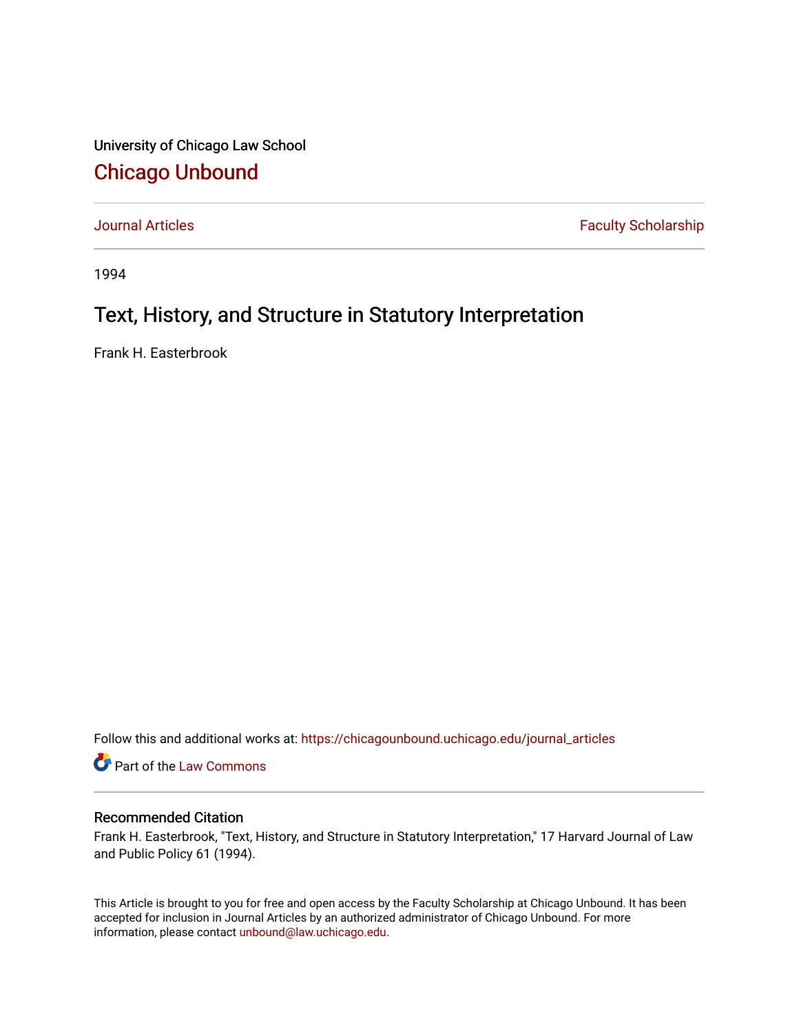University of Chicago Law School

# Chicago Unbound

Journal Articles | Faculty Scholarship

1994

## Text, History, and Structure in Statutory Interpretation

Frank H. Easterbrook

Follow this and additional works at: https://chicagounbound.uchicago.edu/journal_articles

Part of the Law Commons

### Recommended Citation

Frank H. Easterbrook, "Text, History, and Structure in Statutory Interpretation," 17 Harvard Journal of Law and Public Policy 61 (1994).

This Article is brought to you for free and open access by the Faculty Scholarship at Chicago Unbound. It has been accepted for inclusion in Journal Articles by an authorized administrator of Chicago Unbound. For more information, please contact unbound@law.uchicago.edu.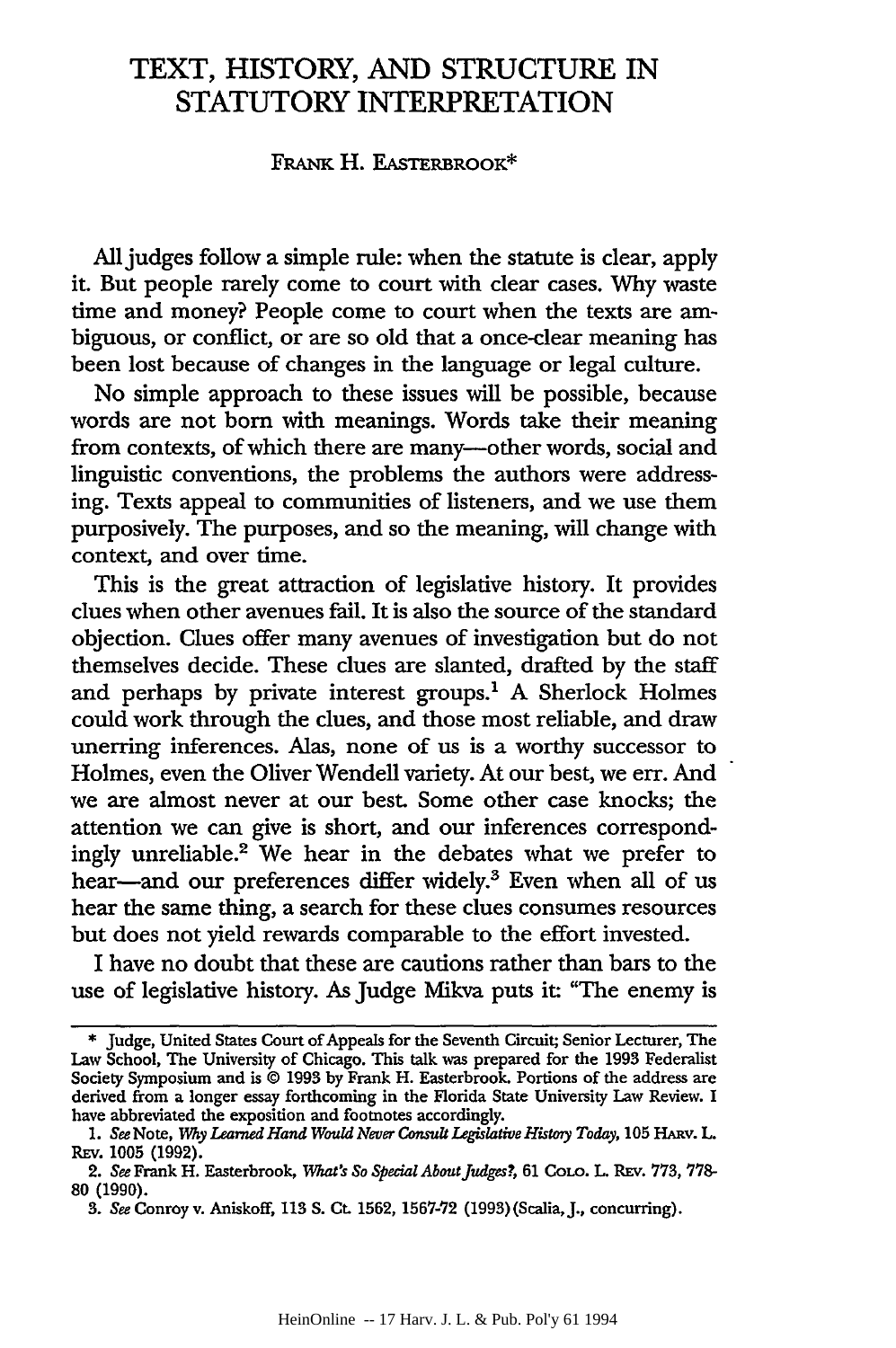# TEXT, HISTORY, AND STRUCTURE IN STATUTORY INTERPRETATION

FRANK H. EASTERBROOK*

All judges follow a simple rule: when the statute is clear, apply it. But people rarely come to court with clear cases. Why waste time and money? People come to court when the texts are ambiguous, or conflict, or are so old that a once-clear meaning has been lost because of changes in the language or legal culture.

No simple approach to these issues will be possible, because words are not born with meanings. Words take their meaning from contexts, of which there are many—other words, social and linguistic conventions, the problems the authors were addressing. Texts appeal to communities of listeners, and we use them purposively. The purposes, and so the meaning, will change with context, and over time.

This is the great attraction of legislative history. It provides clues when other avenues fail. It is also the source of the standard objection. Clues offer many avenues of investigation but do not themselves decide. These clues are slanted, drafted by the staff and perhaps by private interest groups.[1] A Sherlock Holmes could work through the clues, and those most reliable, and draw unerring inferences. Alas, none of us is a worthy successor to Holmes, even the Oliver Wendell variety. At our best, we err. And we are almost never at our best. Some other case knocks; the attention we can give is short, and our inferences correspondingly unreliable.[2] We hear in the debates what we prefer to hear—and our preferences differ widely.[3] Even when all of us hear the same thing, a search for these clues consumes resources but does not yield rewards comparable to the effort invested.

I have no doubt that these are cautions rather than bars to the use of legislative history. As Judge Mikva puts it: "The enemy is

---

\* Judge, United States Court of Appeals for the Seventh Circuit; Senior Lecturer, The Law School, The University of Chicago. This talk was prepared for the 1993 Federalist Society Symposium and is © 1993 by Frank H. Easterbrook. Portions of the address are derived from a longer essay forthcoming in the Florida State University Law Review. I have abbreviated the exposition and footnotes accordingly.

1. *See* Note, *Why Learned Hand Would Never Consult Legislative History Today*, 105 HARV. L. REV. 1005 (1992).

2. *See* Frank H. Easterbrook, *What's So Special About Judges?*, 61 COLO. L. REV. 773, 778-80 (1990).

3. *See* Conroy v. Aniskoff, 113 S. Ct. 1562, 1567-72 (1993) (Scalia, J., concurring).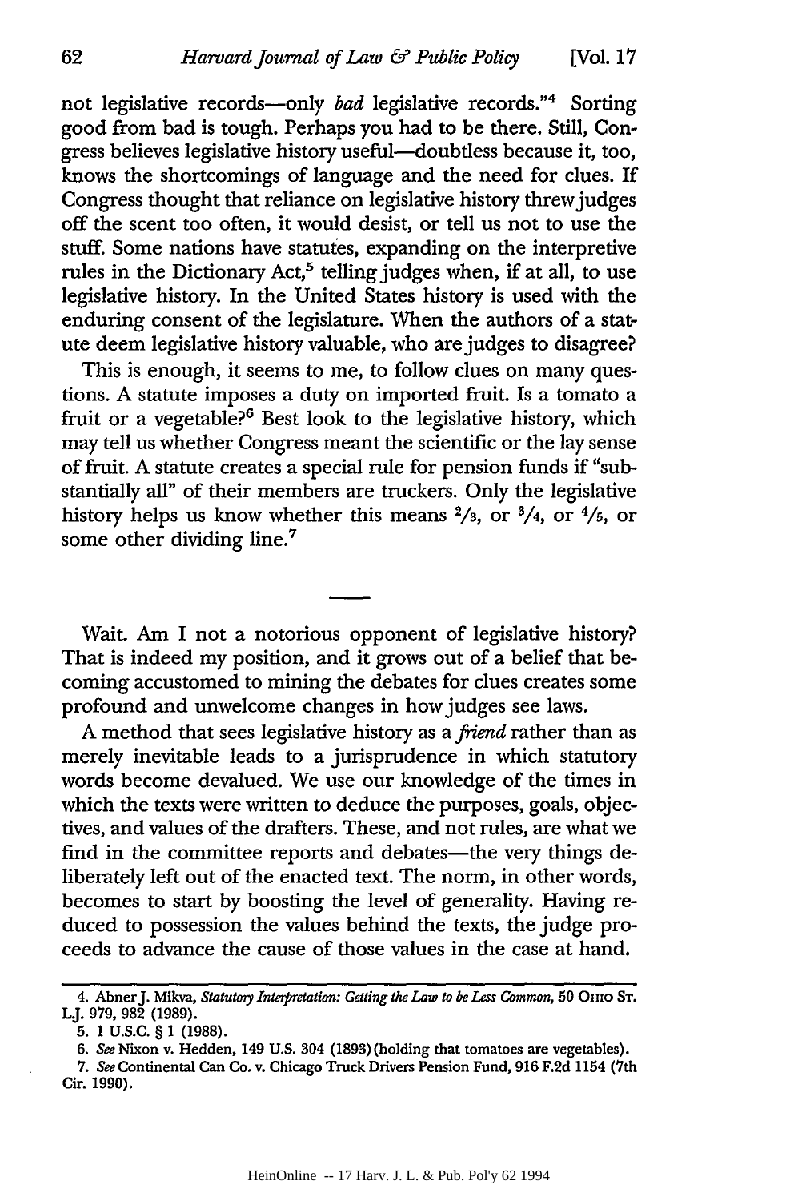not legislative records—only *bad* legislative records."[4] Sorting good from bad is tough. Perhaps you had to be there. Still, Congress believes legislative history useful—doubtless because it, too, knows the shortcomings of language and the need for clues. If Congress thought that reliance on legislative history threw judges off the scent too often, it would desist, or tell us not to use the stuff. Some nations have statutes, expanding on the interpretive rules in the Dictionary Act,[5] telling judges when, if at all, to use legislative history. In the United States history is used with the enduring consent of the legislature. When the authors of a statute deem legislative history valuable, who are judges to disagree?

This is enough, it seems to me, to follow clues on many questions. A statute imposes a duty on imported fruit. Is a tomato a fruit or a vegetable?[6] Best look to the legislative history, which may tell us whether Congress meant the scientific or the lay sense of fruit. A statute creates a special rule for pension funds if "substantially all" of their members are truckers. Only the legislative history helps us know whether this means $^2/_3$, or $^3/_4$, or $^4/_5$, or some other dividing line.[7]

---

Wait. Am I not a notorious opponent of legislative history? That is indeed my position, and it grows out of a belief that becoming accustomed to mining the debates for clues creates some profound and unwelcome changes in how judges see laws.

A method that sees legislative history as a *friend* rather than as merely inevitable leads to a jurisprudence in which statutory words become devalued. We use our knowledge of the times in which the texts were written to deduce the purposes, goals, objectives, and values of the drafters. These, and not rules, are what we find in the committee reports and debates—the very things deliberately left out of the enacted text. The norm, in other words, becomes to start by boosting the level of generality. Having reduced to possession the values behind the texts, the judge proceeds to advance the cause of those values in the case at hand.

---

4. Abner J. Mikva, *Statutory Interpretation: Getting the Law to be Less Common*, 50 Ohio St. L.J. 979, 982 (1989).

5. 1 U.S.C. § 1 (1988).

6. *See* Nixon v. Hedden, 149 U.S. 304 (1893) (holding that tomatoes are vegetables).

7. *See* Continental Can Co. v. Chicago Truck Drivers Pension Fund, 916 F.2d 1154 (7th Cir. 1990).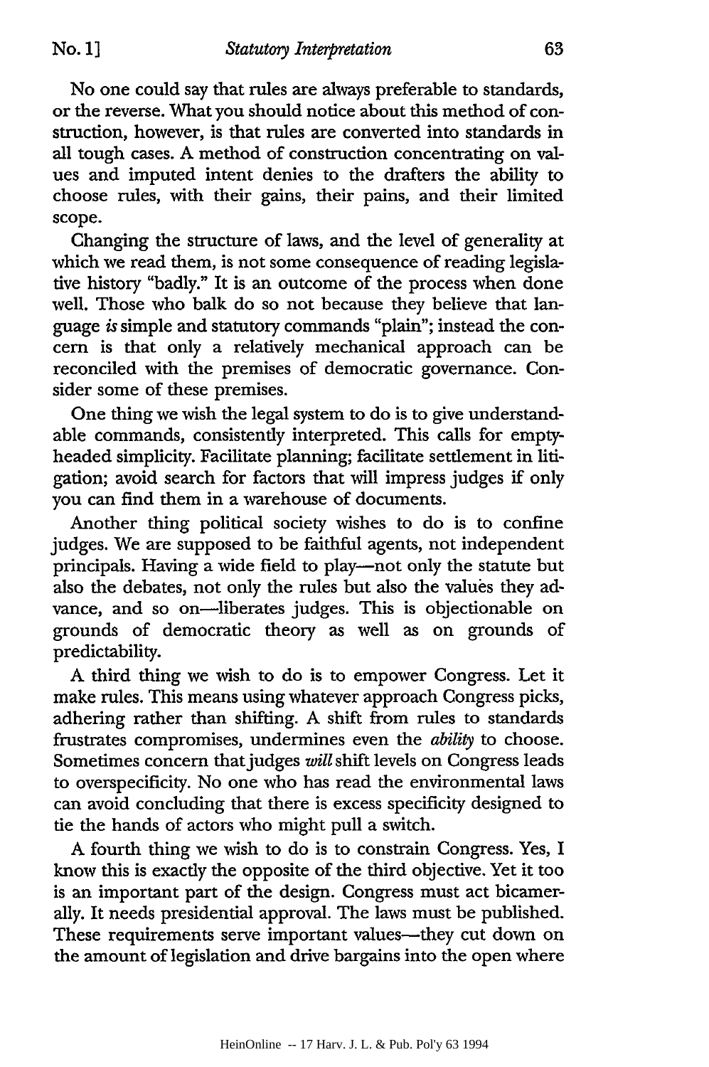No one could say that rules are always preferable to standards, or the reverse. What you should notice about this method of construction, however, is that rules are converted into standards in all tough cases. A method of construction concentrating on values and imputed intent denies to the drafters the ability to choose rules, with their gains, their pains, and their limited scope.

Changing the structure of laws, and the level of generality at which we read them, is not some consequence of reading legislative history "badly." It is an outcome of the process when done well. Those who balk do so not because they believe that language *is* simple and statutory commands "plain"; instead the concern is that only a relatively mechanical approach can be reconciled with the premises of democratic governance. Consider some of these premises.

One thing we wish the legal system to do is to give understandable commands, consistently interpreted. This calls for empty-headed simplicity. Facilitate planning; facilitate settlement in litigation; avoid search for factors that will impress judges if only you can find them in a warehouse of documents.

Another thing political society wishes to do is to confine judges. We are supposed to be faithful agents, not independent principals. Having a wide field to play—not only the statute but also the debates, not only the rules but also the values they advance, and so on—liberates judges. This is objectionable on grounds of democratic theory as well as on grounds of predictability.

A third thing we wish to do is to empower Congress. Let it make rules. This means using whatever approach Congress picks, adhering rather than shifting. A shift from rules to standards frustrates compromises, undermines even the *ability* to choose. Sometimes concern that judges *will* shift levels on Congress leads to overspecificity. No one who has read the environmental laws can avoid concluding that there is excess specificity designed to tie the hands of actors who might pull a switch.

A fourth thing we wish to do is to constrain Congress. Yes, I know this is exactly the opposite of the third objective. Yet it too is an important part of the design. Congress must act bicamerally. It needs presidential approval. The laws must be published. These requirements serve important values—they cut down on the amount of legislation and drive bargains into the open where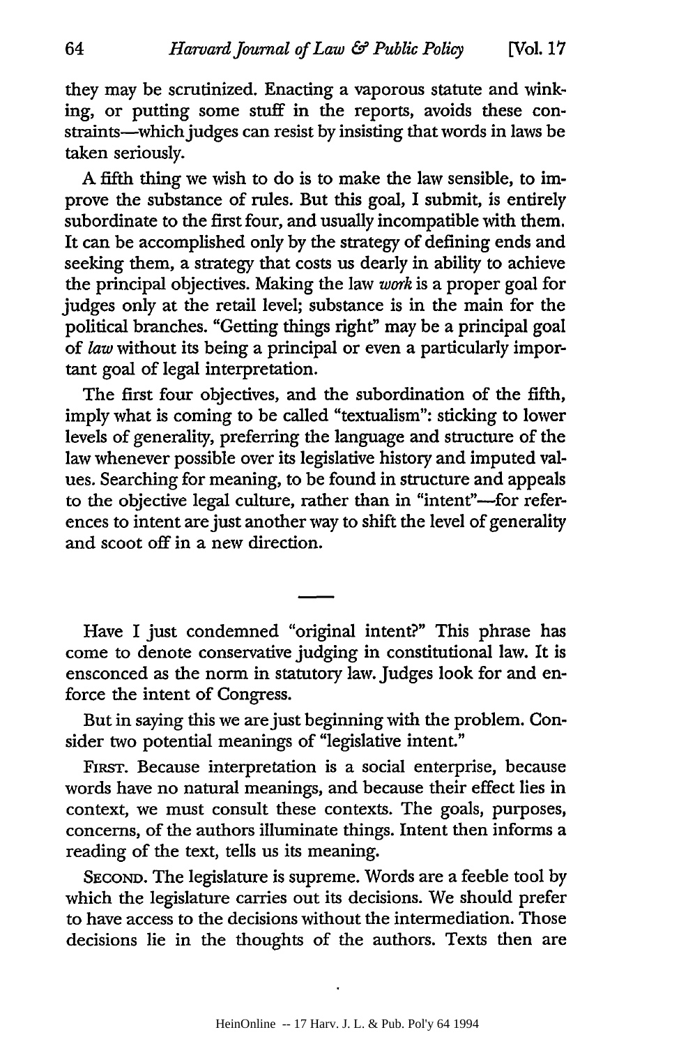they may be scrutinized. Enacting a vaporous statute and winking, or putting some stuff in the reports, avoids these constraints—which judges can resist by insisting that words in laws be taken seriously.

A fifth thing we wish to do is to make the law sensible, to improve the substance of rules. But this goal, I submit, is entirely subordinate to the first four, and usually incompatible with them. It can be accomplished only by the strategy of defining ends and seeking them, a strategy that costs us dearly in ability to achieve the principal objectives. Making the law *work* is a proper goal for judges only at the retail level; substance is in the main for the political branches. "Getting things right" may be a principal goal of *law* without its being a principal or even a particularly important goal of legal interpretation.

The first four objectives, and the subordination of the fifth, imply what is coming to be called "textualism": sticking to lower levels of generality, preferring the language and structure of the law whenever possible over its legislative history and imputed values. Searching for meaning, to be found in structure and appeals to the objective legal culture, rather than in "intent"—for references to intent are just another way to shift the level of generality and scoot off in a new direction.

---

Have I just condemned "original intent?" This phrase has come to denote conservative judging in constitutional law. It is ensconced as the norm in statutory law. Judges look for and enforce the intent of Congress.

But in saying this we are just beginning with the problem. Consider two potential meanings of "legislative intent."

FIRST. Because interpretation is a social enterprise, because words have no natural meanings, and because their effect lies in context, we must consult these contexts. The goals, purposes, concerns, of the authors illuminate things. Intent then informs a reading of the text, tells us its meaning.

SECOND. The legislature is supreme. Words are a feeble tool by which the legislature carries out its decisions. We should prefer to have access to the decisions without the intermediation. Those decisions lie in the thoughts of the authors. Texts then are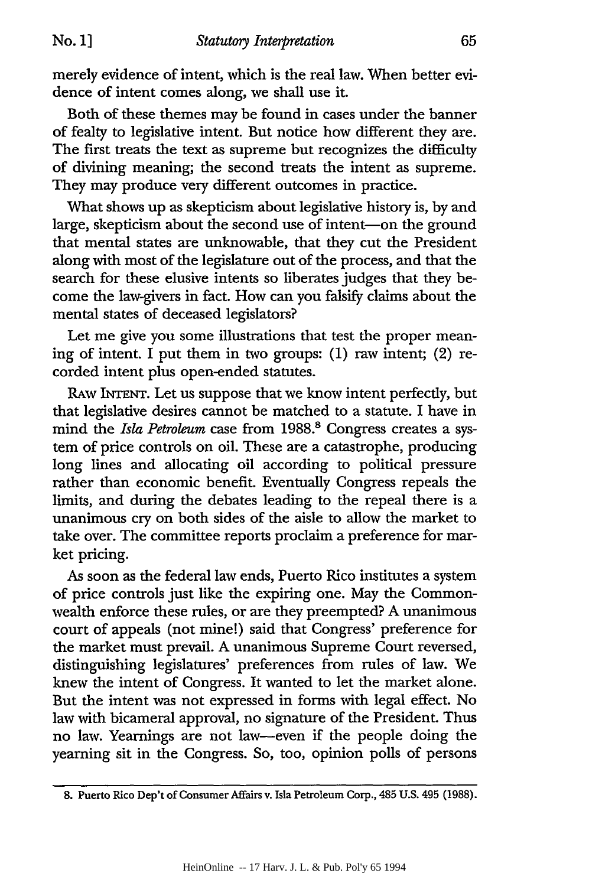merely evidence of intent, which is the real law. When better evidence of intent comes along, we shall use it.

Both of these themes may be found in cases under the banner of fealty to legislative intent. But notice how different they are. The first treats the text as supreme but recognizes the difficulty of divining meaning; the second treats the intent as supreme. They may produce very different outcomes in practice.

What shows up as skepticism about legislative history is, by and large, skepticism about the second use of intent—on the ground that mental states are unknowable, that they cut the President along with most of the legislature out of the process, and that the search for these elusive intents so liberates judges that they become the law-givers in fact. How can you falsify claims about the mental states of deceased legislators?

Let me give you some illustrations that test the proper meaning of intent. I put them in two groups: (1) raw intent; (2) recorded intent plus open-ended statutes.

RAW INTENT. Let us suppose that we know intent perfectly, but that legislative desires cannot be matched to a statute. I have in mind the *Isla Petroleum* case from 1988.[8] Congress creates a system of price controls on oil. These are a catastrophe, producing long lines and allocating oil according to political pressure rather than economic benefit. Eventually Congress repeals the limits, and during the debates leading to the repeal there is a unanimous cry on both sides of the aisle to allow the market to take over. The committee reports proclaim a preference for market pricing.

As soon as the federal law ends, Puerto Rico institutes a system of price controls just like the expiring one. May the Commonwealth enforce these rules, or are they preempted? A unanimous court of appeals (not mine!) said that Congress' preference for the market must prevail. A unanimous Supreme Court reversed, distinguishing legislatures' preferences from rules of law. We knew the intent of Congress. It wanted to let the market alone. But the intent was not expressed in forms with legal effect. No law with bicameral approval, no signature of the President. Thus no law. Yearnings are not law—even if the people doing the yearning sit in the Congress. So, too, opinion polls of persons

8. Puerto Rico Dep't of Consumer Affairs v. Isla Petroleum Corp., 485 U.S. 495 (1988).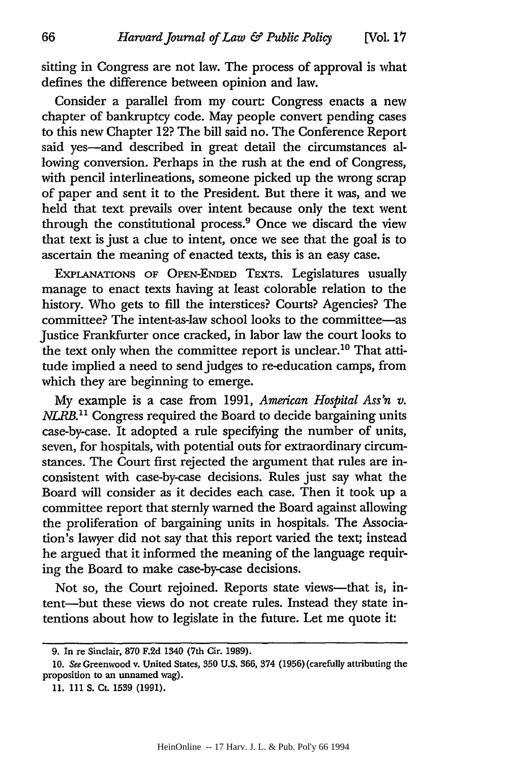sitting in Congress are not law. The process of approval is what defines the difference between opinion and law.

Consider a parallel from my court: Congress enacts a new chapter of bankruptcy code. May people convert pending cases to this new Chapter 12? The bill said no. The Conference Report said yes—and described in great detail the circumstances allowing conversion. Perhaps in the rush at the end of Congress, with pencil interlineations, someone picked up the wrong scrap of paper and sent it to the President. But there it was, and we held that text prevails over intent because only the text went through the constitutional process.[9] Once we discard the view that text is just a clue to intent, once we see that the goal is to ascertain the meaning of enacted texts, this is an easy case.

EXPLANATIONS OF OPEN-ENDED TEXTS. Legislatures usually manage to enact texts having at least colorable relation to the history. Who gets to fill the interstices? Courts? Agencies? The committee? The intent-as-law school looks to the committee—as Justice Frankfurter once cracked, in labor law the court looks to the text only when the committee report is unclear.[10] That attitude implied a need to send judges to re-education camps, from which they are beginning to emerge.

My example is a case from 1991, *American Hospital Ass'n v. NLRB*.[11] Congress required the Board to decide bargaining units case-by-case. It adopted a rule specifying the number of units, seven, for hospitals, with potential outs for extraordinary circumstances. The Court first rejected the argument that rules are inconsistent with case-by-case decisions. Rules just say what the Board will consider as it decides each case. Then it took up a committee report that sternly warned the Board against allowing the proliferation of bargaining units in hospitals. The Association's lawyer did not say that this report varied the text; instead he argued that it informed the meaning of the language requiring the Board to make case-by-case decisions.

Not so, the Court rejoined. Reports state views—that is, intent—but these views do not create rules. Instead they state intentions about how to legislate in the future. Let me quote it:

9. In re Sinclair, 870 F.2d 1340 (7th Cir. 1989).

10. *See* Greenwood v. United States, 350 U.S. 366, 374 (1956) (carefully attributing the proposition to an unnamed wag).

11. 111 S. Ct. 1539 (1991).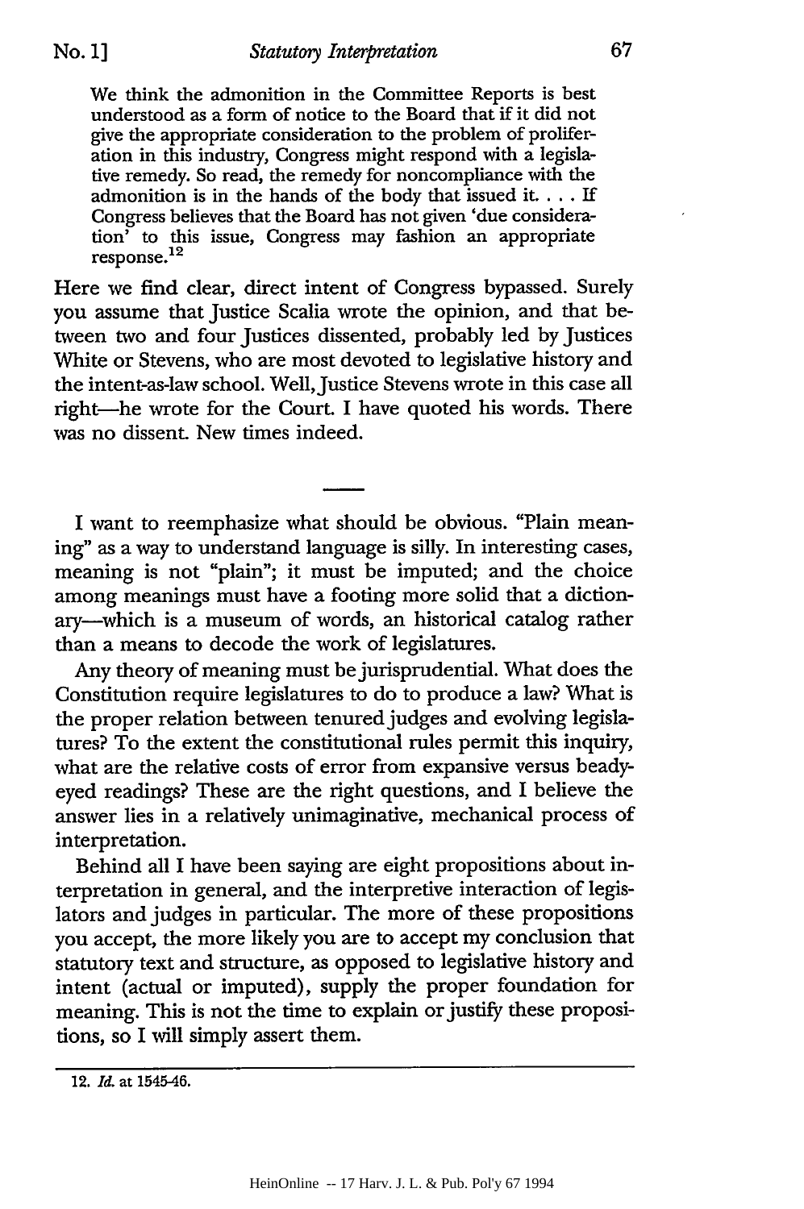> We think the admonition in the Committee Reports is best understood as a form of notice to the Board that if it did not give the appropriate consideration to the problem of proliferation in this industry, Congress might respond with a legislative remedy. So read, the remedy for noncompliance with the admonition is in the hands of the body that issued it. . . . If Congress believes that the Board has not given 'due consideration' to this issue, Congress may fashion an appropriate response.[12]

Here we find clear, direct intent of Congress bypassed. Surely you assume that Justice Scalia wrote the opinion, and that between two and four Justices dissented, probably led by Justices White or Stevens, who are most devoted to legislative history and the intent-as-law school. Well, Justice Stevens wrote in this case all right—he wrote for the Court. I have quoted his words. There was no dissent. New times indeed.

---

I want to reemphasize what should be obvious. "Plain meaning" as a way to understand language is silly. In interesting cases, meaning is not "plain"; it must be imputed; and the choice among meanings must have a footing more solid that a dictionary—which is a museum of words, an historical catalog rather than a means to decode the work of legislatures.

Any theory of meaning must be jurisprudential. What does the Constitution require legislatures to do to produce a law? What is the proper relation between tenured judges and evolving legislatures? To the extent the constitutional rules permit this inquiry, what are the relative costs of error from expansive versus beady-eyed readings? These are the right questions, and I believe the answer lies in a relatively unimaginative, mechanical process of interpretation.

Behind all I have been saying are eight propositions about interpretation in general, and the interpretive interaction of legislators and judges in particular. The more of these propositions you accept, the more likely you are to accept my conclusion that statutory text and structure, as opposed to legislative history and intent (actual or imputed), supply the proper foundation for meaning. This is not the time to explain or justify these propositions, so I will simply assert them.

---

12. *Id.* at 1545-46.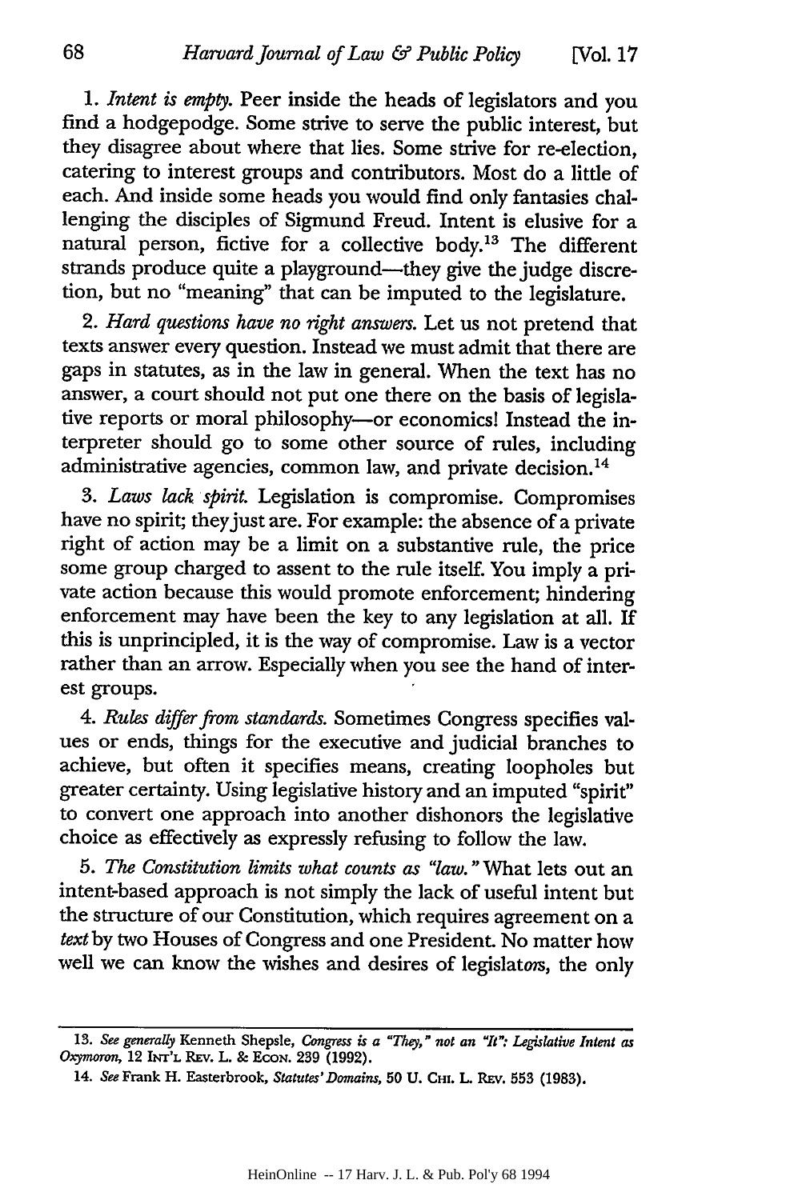1. *Intent is empty.* Peer inside the heads of legislators and you find a hodgepodge. Some strive to serve the public interest, but they disagree about where that lies. Some strive for re-election, catering to interest groups and contributors. Most do a little of each. And inside some heads you would find only fantasies challenging the disciples of Sigmund Freud. Intent is elusive for a natural person, fictive for a collective body.[13] The different strands produce quite a playground—they give the judge discretion, but no "meaning" that can be imputed to the legislature.

2. *Hard questions have no right answers.* Let us not pretend that texts answer every question. Instead we must admit that there are gaps in statutes, as in the law in general. When the text has no answer, a court should not put one there on the basis of legislative reports or moral philosophy—or economics! Instead the interpreter should go to some other source of rules, including administrative agencies, common law, and private decision.[14]

3. *Laws lack spirit.* Legislation is compromise. Compromises have no spirit; they just are. For example: the absence of a private right of action may be a limit on a substantive rule, the price some group charged to assent to the rule itself. You imply a private action because this would promote enforcement; hindering enforcement may have been the key to any legislation at all. If this is unprincipled, it is the way of compromise. Law is a vector rather than an arrow. Especially when you see the hand of interest groups.

4. *Rules differ from standards.* Sometimes Congress specifies values or ends, things for the executive and judicial branches to achieve, but often it specifies means, creating loopholes but greater certainty. Using legislative history and an imputed "spirit" to convert one approach into another dishonors the legislative choice as effectively as expressly refusing to follow the law.

5. *The Constitution limits what counts as "law."* What lets out an intent-based approach is not simply the lack of useful intent but the structure of our Constitution, which requires agreement on a *text* by two Houses of Congress and one President. No matter how well we can know the wishes and desires of legislators, the only

---

13. *See generally* Kenneth Shepsle, *Congress is a "They," not an "It": Legislative Intent as Oxymoron*, 12 INT'L REV. L. & ECON. 239 (1992).

14. *See* Frank H. Easterbrook, *Statutes' Domains*, 50 U. CHI. L. REV. 553 (1983).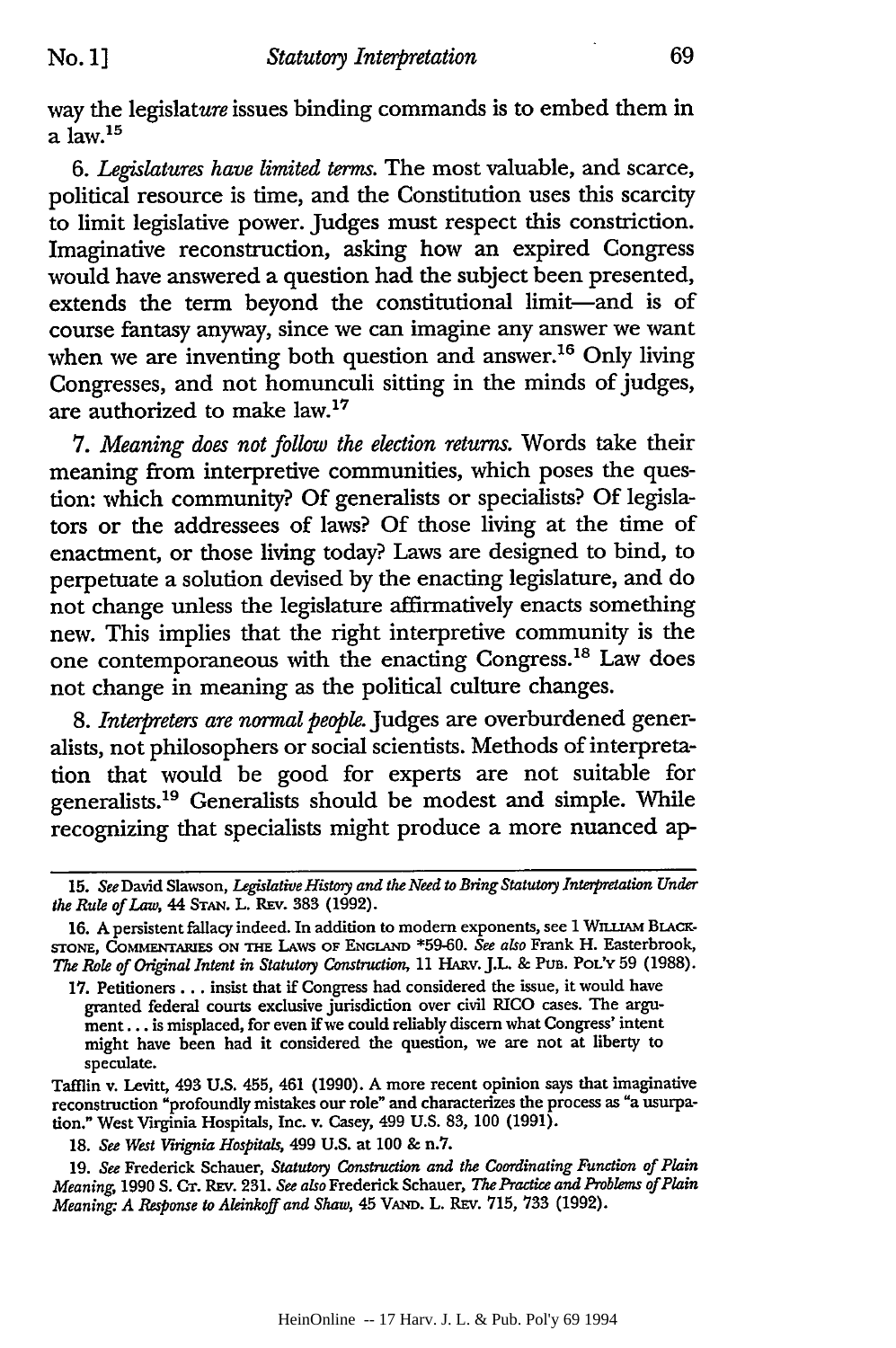way the legisla*ture* issues binding commands is to embed them in a law.[15]

6. *Legislatures have limited terms.* The most valuable, and scarce, political resource is time, and the Constitution uses this scarcity to limit legislative power. Judges must respect this constriction. Imaginative reconstruction, asking how an expired Congress would have answered a question had the subject been presented, extends the term beyond the constitutional limit—and is of course fantasy anyway, since we can imagine any answer we want when we are inventing both question and answer.[16] Only living Congresses, and not homunculi sitting in the minds of judges, are authorized to make law.[17]

7. *Meaning does not follow the election returns.* Words take their meaning from interpretive communities, which poses the question: which community? Of generalists or specialists? Of legislators or the addressees of laws? Of those living at the time of enactment, or those living today? Laws are designed to bind, to perpetuate a solution devised by the enacting legislature, and do not change unless the legislature affirmatively enacts something new. This implies that the right interpretive community is the one contemporaneous with the enacting Congress.[18] Law does not change in meaning as the political culture changes.

8. *Interpreters are normal people.* Judges are overburdened generalists, not philosophers or social scientists. Methods of interpretation that would be good for experts are not suitable for generalists.[19] Generalists should be modest and simple. While recognizing that specialists might produce a more nuanced ap-

---

15. *See* David Slawson, *Legislative History and the Need to Bring Statutory Interpretation Under the Rule of Law*, 44 STAN. L. REV. 383 (1992).

16. A persistent fallacy indeed. In addition to modern exponents, see 1 WILLIAM BLACKSTONE, COMMENTARIES ON THE LAWS OF ENGLAND *59-60. *See also* Frank H. Easterbrook, *The Role of Original Intent in Statutory Construction*, 11 HARV. J.L. & PUB. POL'Y 59 (1988).

17. Petitioners . . . insist that if Congress had considered the issue, it would have granted federal courts exclusive jurisdiction over civil RICO cases. The argument . . . is misplaced, for even if we could reliably discern what Congress' intent might have been had it considered the question, we are not at liberty to speculate.

Tafflin v. Levitt, 493 U.S. 455, 461 (1990). A more recent opinion says that imaginative reconstruction "profoundly mistakes our role" and characterizes the process as "a usurpation." West Virginia Hospitals, Inc. v. Casey, 499 U.S. 83, 100 (1991).

18. *See West Virignia Hospitals*, 499 U.S. at 100 & n.7.

19. *See* Frederick Schauer, *Statutory Construction and the Coordinating Function of Plain Meaning*, 1990 S. CT. REV. 231. *See also* Frederick Schauer, *The Practice and Problems of Plain Meaning: A Response to Aleinkoff and Shaw*, 45 VAND. L. REV. 715, 733 (1992).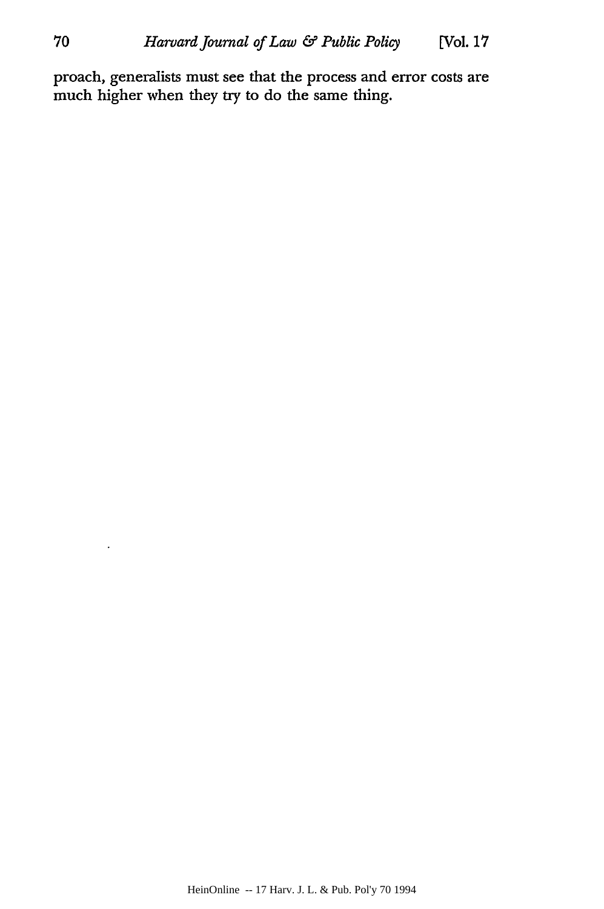proach, generalists must see that the process and error costs are much higher when they try to do the same thing.